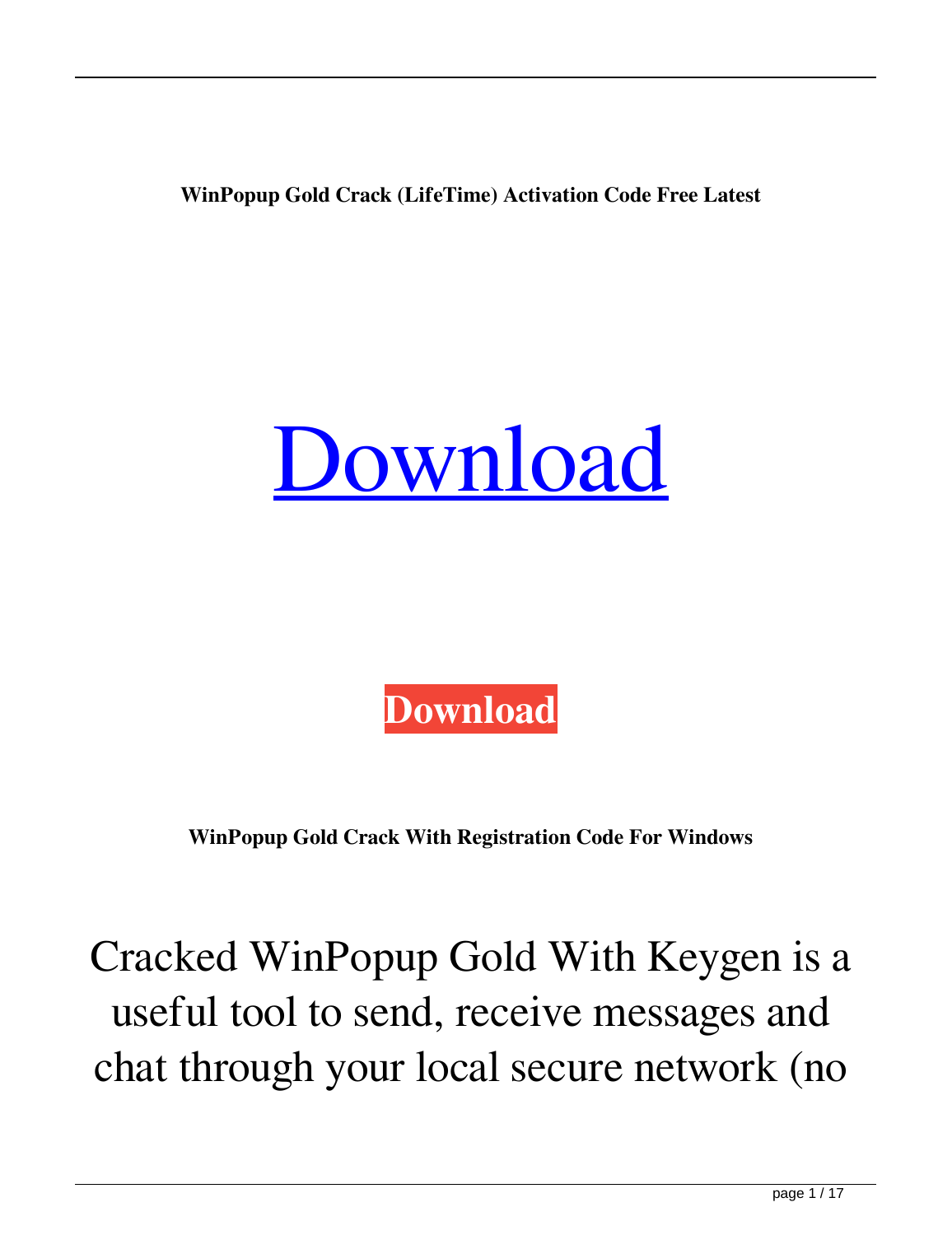**WinPopup Gold Crack (LifeTime) Activation Code Free Latest**

[Download](#)

**Download**

**WinPopup Gold Crack With Registration Code For Windows**

Cracked WinPopup Gold With Keygen is a useful tool to send, receive messages and chat through your local secure network (no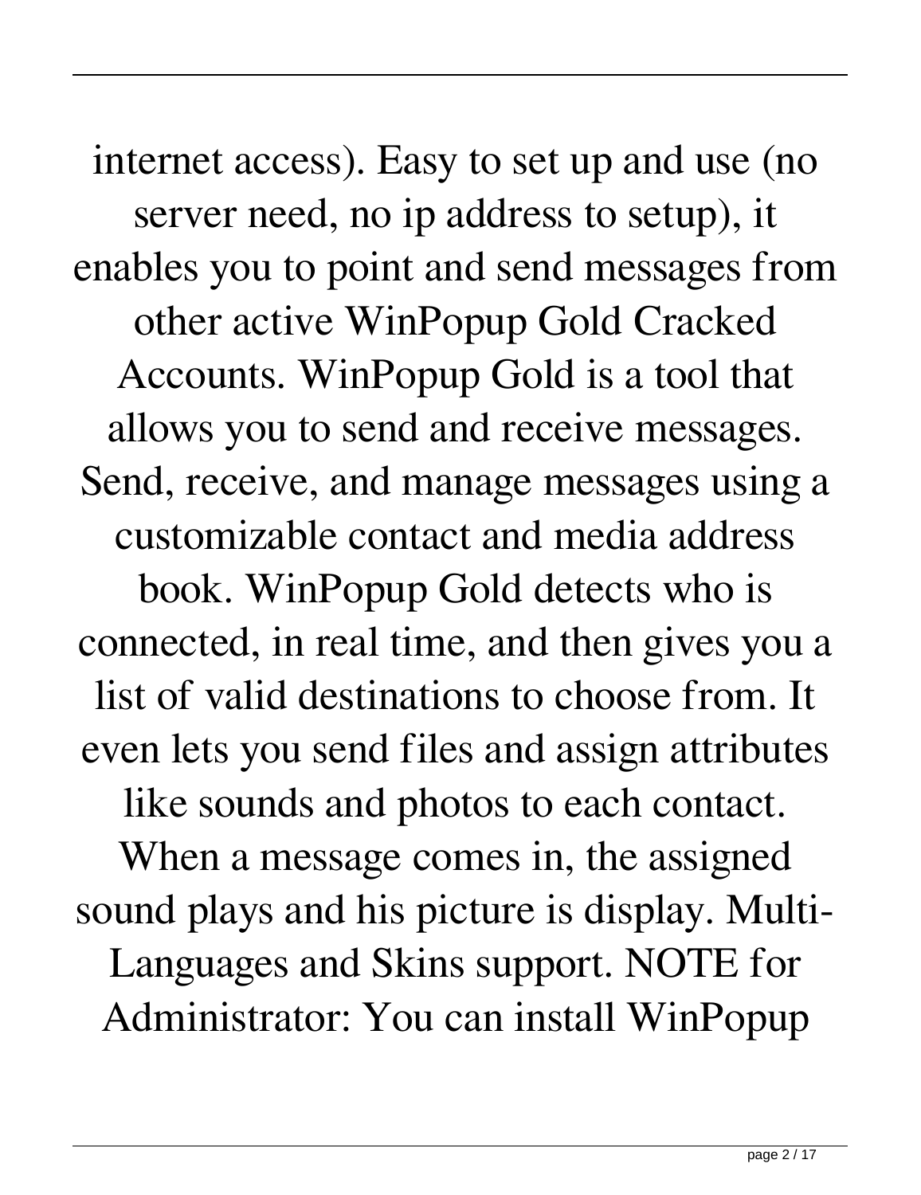internet access). Easy to set up and use (no server need, no ip address to setup), it enables you to point and send messages from other active WinPopup Gold Cracked Accounts. WinPopup Gold is a tool that allows you to send and receive messages. Send, receive, and manage messages using a customizable contact and media address book. WinPopup Gold detects who is connected, in real time, and then gives you a list of valid destinations to choose from. It even lets you send files and assign attributes like sounds and photos to each contact. When a message comes in, the assigned sound plays and his picture is display. Multi-Languages and Skins support. NOTE for Administrator: You can install WinPopup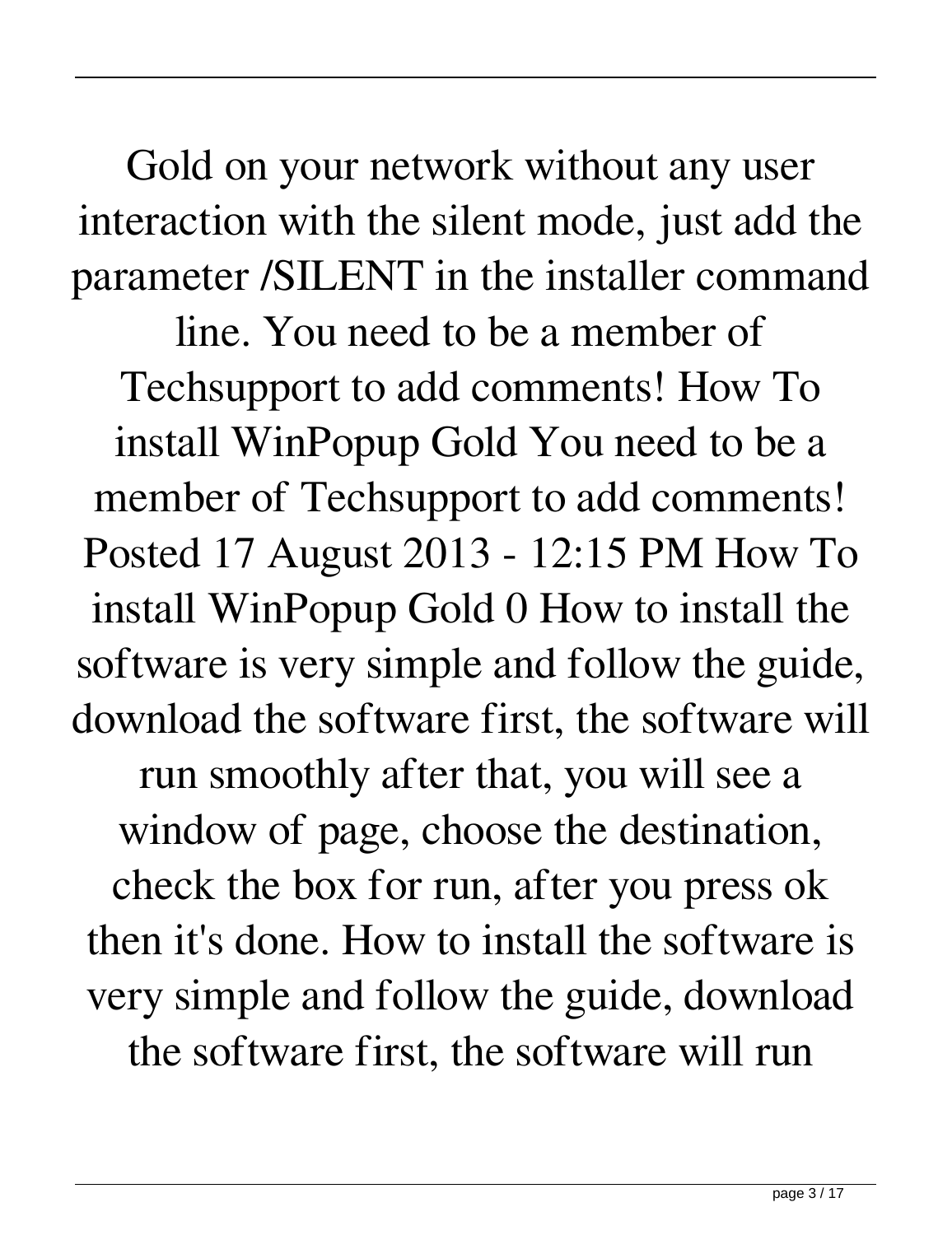Gold on your network without any user interaction with the silent mode, just add the parameter /SILENT in the installer command line. You need to be a member of Techsupport to add comments! How To install WinPopup Gold You need to be a member of Techsupport to add comments! Posted 17 August 2013 - 12:15 PM How To install WinPopup Gold 0 How to install the software is very simple and follow the guide, download the software first, the software will run smoothly after that, you will see a window of page, choose the destination, check the box for run, after you press ok then it's done. How to install the software is very simple and follow the guide, download the software first, the software will run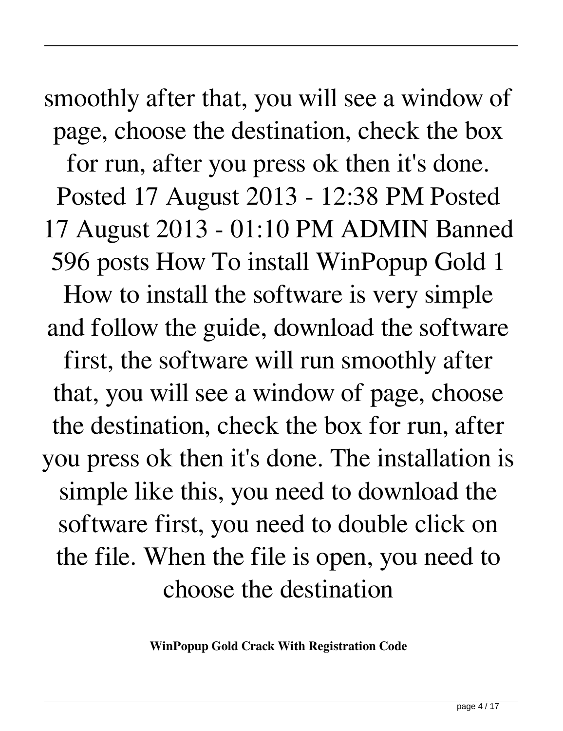smoothly after that, you will see a window of page, choose the destination, check the box for run, after you press ok then it's done. Posted 17 August 2013 - 12:38 PM Posted 17 August 2013 - 01:10 PM ADMIN Banned 596 posts How To install WinPopup Gold 1 How to install the software is very simple and follow the guide, download the software first, the software will run smoothly after that, you will see a window of page, choose the destination, check the box for run, after you press ok then it's done. The installation is simple like this, you need to download the software first, you need to double click on the file. When the file is open, you need to choose the destination

**WinPopup Gold Crack With Registration Code**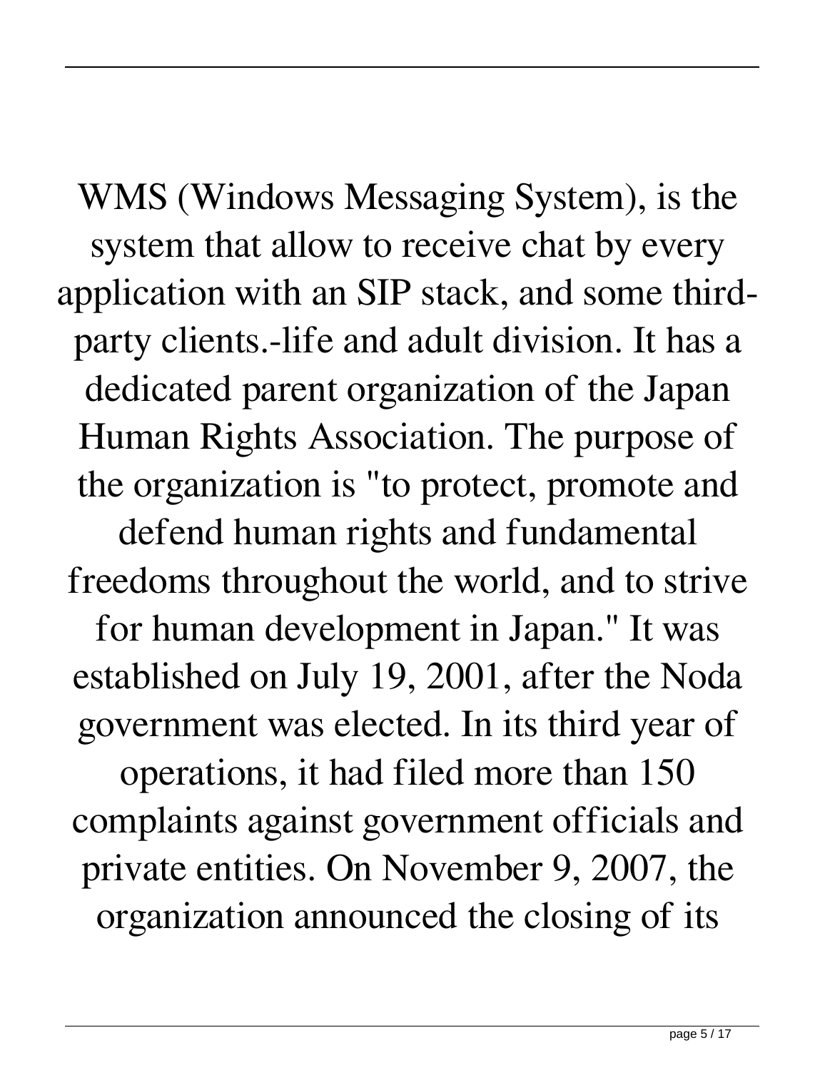WMS (Windows Messaging System), is the system that allow to receive chat by every application with an SIP stack, and some third-party clients.-life and adult division. It has a dedicated parent organization of the Japan Human Rights Association. The purpose of the organization is "to protect, promote and defend human rights and fundamental freedoms throughout the world, and to strive for human development in Japan." It was established on July 19, 2001, after the Noda government was elected. In its third year of operations, it had filed more than 150 complaints against government officials and private entities. On November 9, 2007, the organization announced the closing of its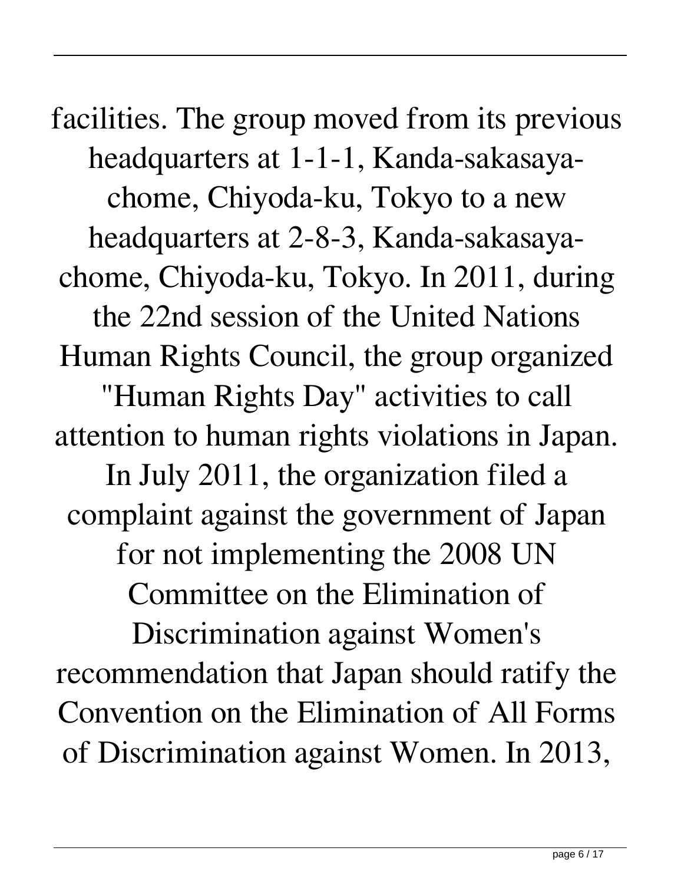facilities. The group moved from its previous headquarters at 1-1-1, Kanda-sakasaya-chome, Chiyoda-ku, Tokyo to a new headquarters at 2-8-3, Kanda-sakasaya-chome, Chiyoda-ku, Tokyo. In 2011, during the 22nd session of the United Nations Human Rights Council, the group organized "Human Rights Day" activities to call attention to human rights violations in Japan. In July 2011, the organization filed a complaint against the government of Japan for not implementing the 2008 UN Committee on the Elimination of Discrimination against Women's recommendation that Japan should ratify the Convention on the Elimination of All Forms of Discrimination against Women. In 2013,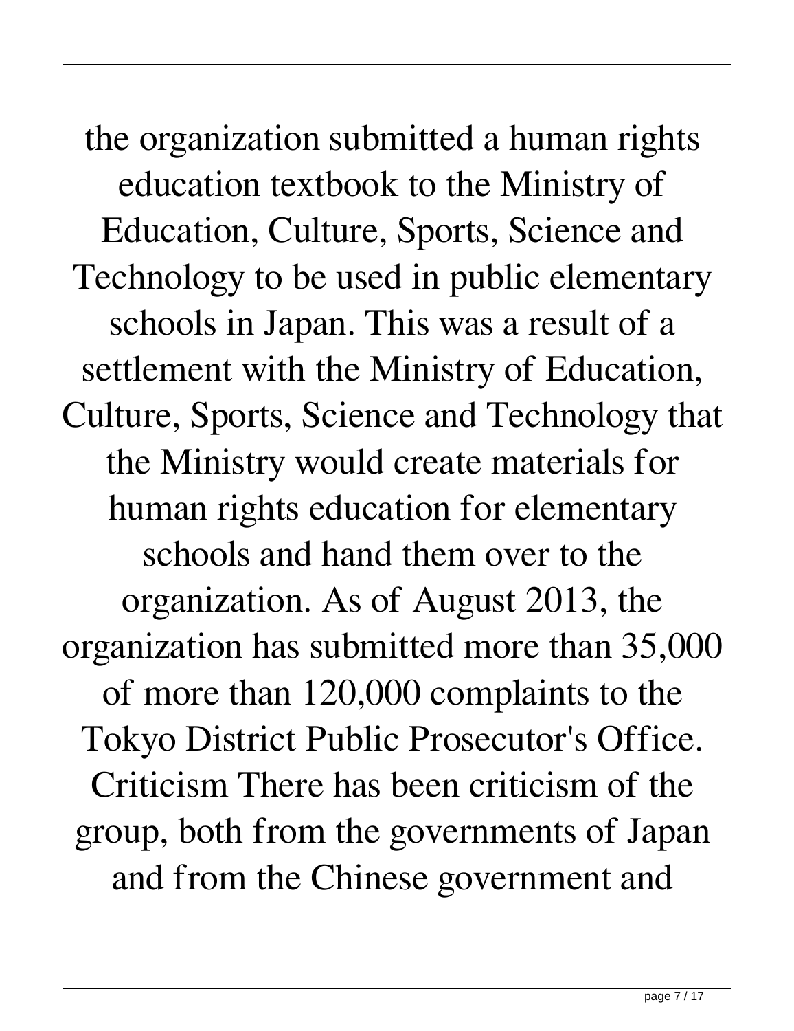the organization submitted a human rights education textbook to the Ministry of Education, Culture, Sports, Science and Technology to be used in public elementary schools in Japan. This was a result of a settlement with the Ministry of Education, Culture, Sports, Science and Technology that the Ministry would create materials for human rights education for elementary schools and hand them over to the organization. As of August 2013, the organization has submitted more than 35,000 of more than 120,000 complaints to the Tokyo District Public Prosecutor's Office. Criticism There has been criticism of the group, both from the governments of Japan and from the Chinese government and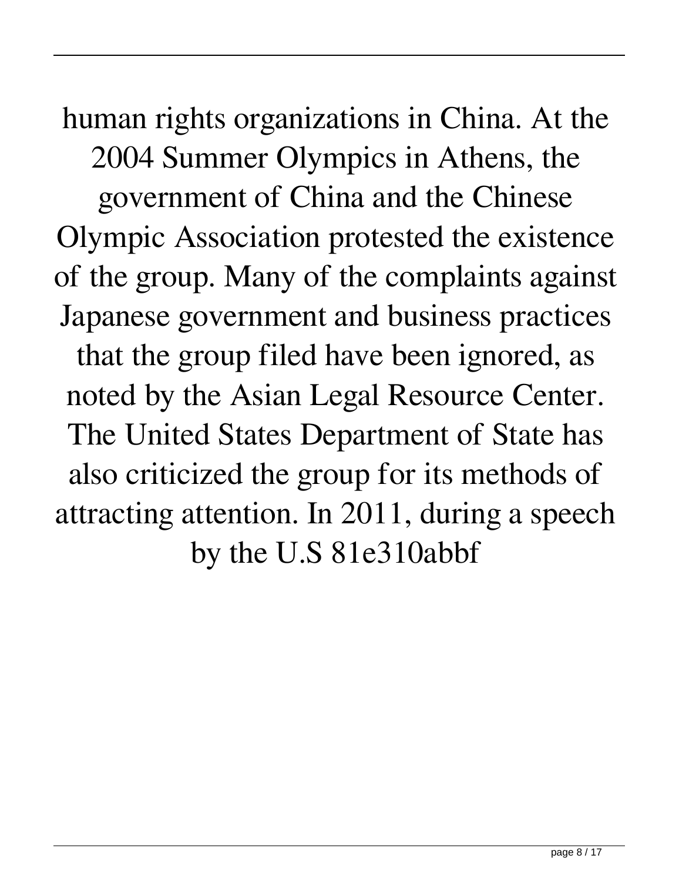human rights organizations in China. At the 2004 Summer Olympics in Athens, the government of China and the Chinese Olympic Association protested the existence of the group. Many of the complaints against Japanese government and business practices that the group filed have been ignored, as noted by the Asian Legal Resource Center. The United States Department of State has also criticized the group for its methods of attracting attention. In 2011, during a speech by the U.S 81e310abbf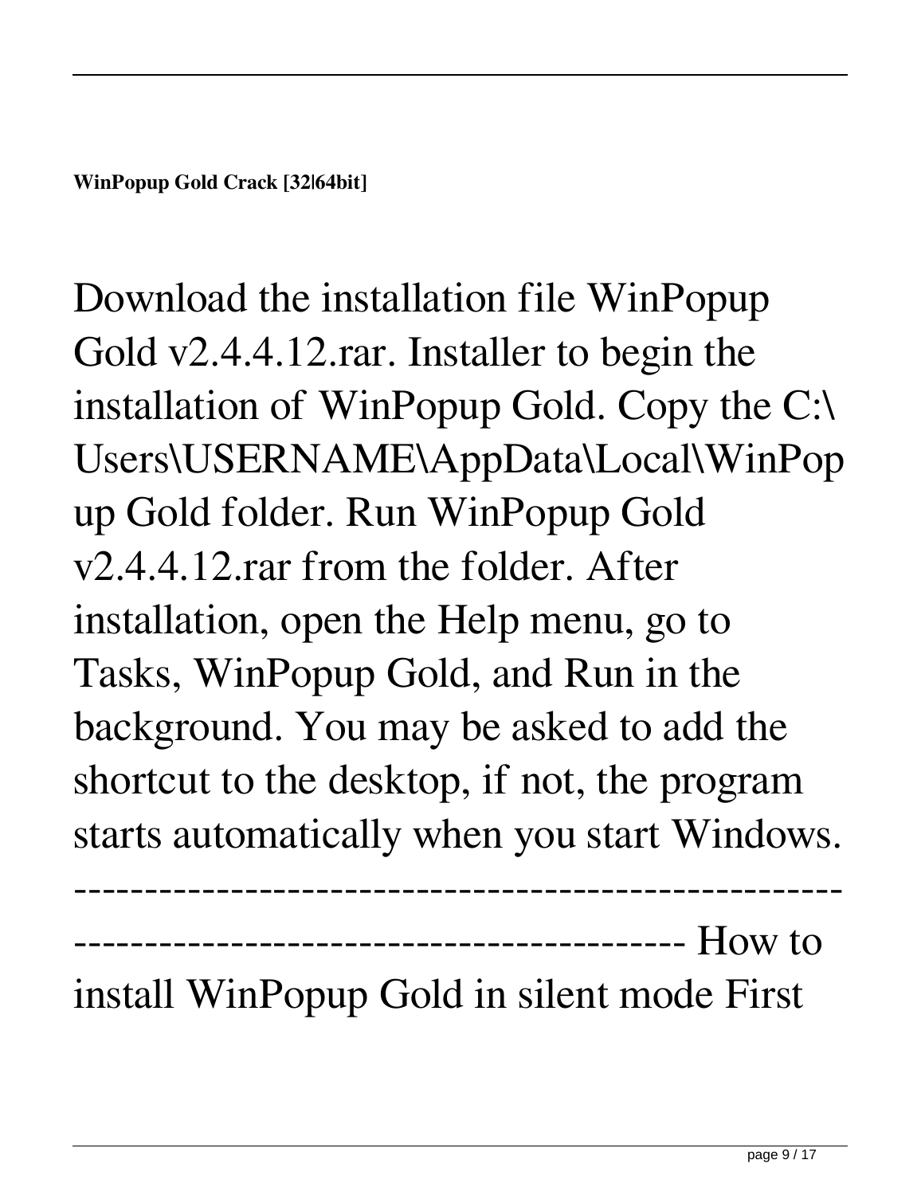**WinPopup Gold Crack [32|64bit]**

Download the installation file WinPopup Gold v2.4.4.12.rar. Installer to begin the installation of WinPopup Gold. Copy the C:\Users\USERNAME\AppData\Local\WinPopup Gold folder. Run WinPopup Gold v2.4.4.12.rar from the folder. After installation, open the Help menu, go to Tasks, WinPopup Gold, and Run in the background. You may be asked to add the shortcut to the desktop, if not, the program starts automatically when you start Windows. ------------------------------------------------------------------------------------------------ How to install WinPopup Gold in silent mode First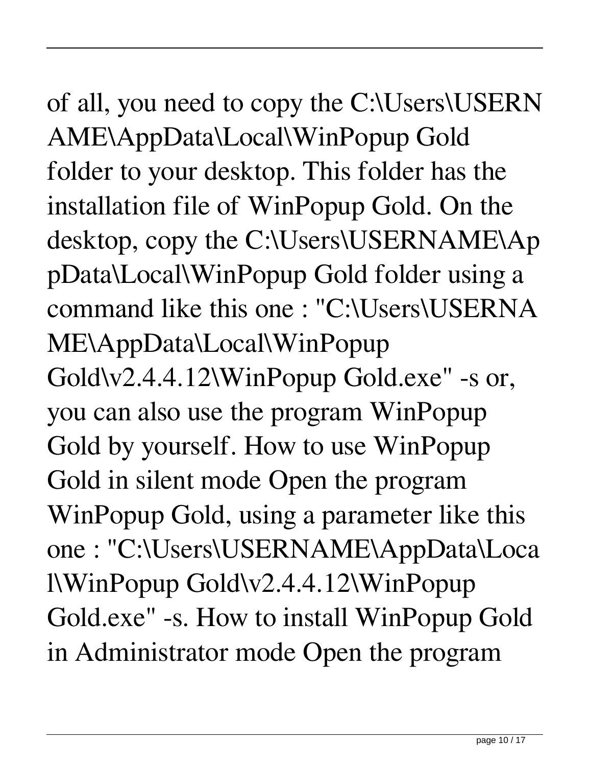of all, you need to copy the C:\Users\USERNAME\AppData\Local\WinPopup Gold folder to your desktop. This folder has the installation file of WinPopup Gold. On the desktop, copy the C:\Users\USERNAME\AppData\Local\WinPopup Gold folder using a command like this one : "C:\Users\USERNAME\AppData\Local\WinPopup Gold\v2.4.4.12\WinPopup Gold.exe" -s or, you can also use the program WinPopup Gold by yourself. How to use WinPopup Gold in silent mode Open the program WinPopup Gold, using a parameter like this one : "C:\Users\USERNAME\AppData\Local\WinPopup Gold\v2.4.4.12\WinPopup Gold.exe" -s. How to install WinPopup Gold in Administrator mode Open the program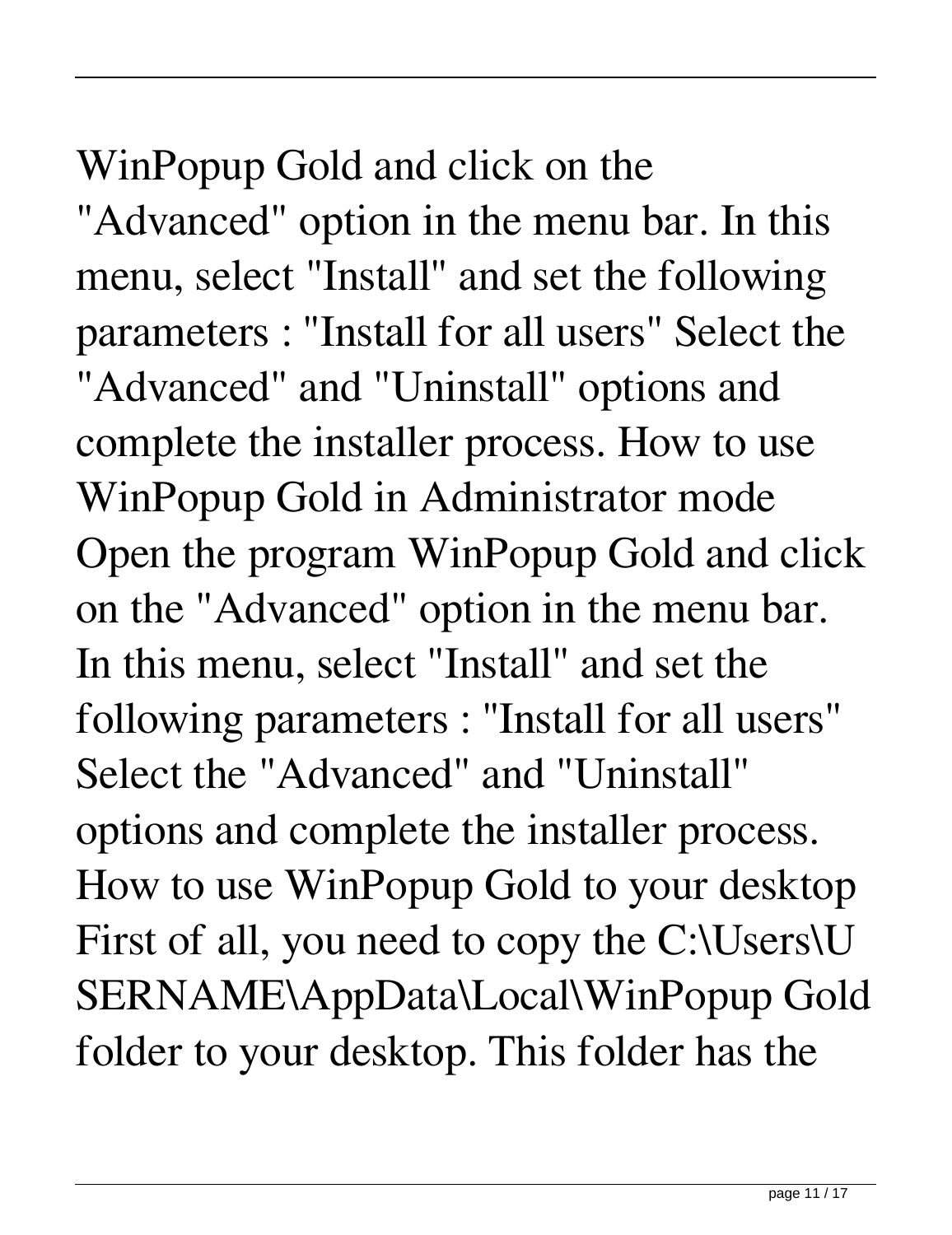WinPopup Gold and click on the "Advanced" option in the menu bar. In this menu, select "Install" and set the following parameters : "Install for all users" Select the "Advanced" and "Uninstall" options and complete the installer process. How to use WinPopup Gold in Administrator mode Open the program WinPopup Gold and click on the "Advanced" option in the menu bar. In this menu, select "Install" and set the following parameters : "Install for all users" Select the "Advanced" and "Uninstall" options and complete the installer process. How to use WinPopup Gold to your desktop First of all, you need to copy the C:\Users\USERNAME\AppData\Local\WinPopup Gold folder to your desktop. This folder has the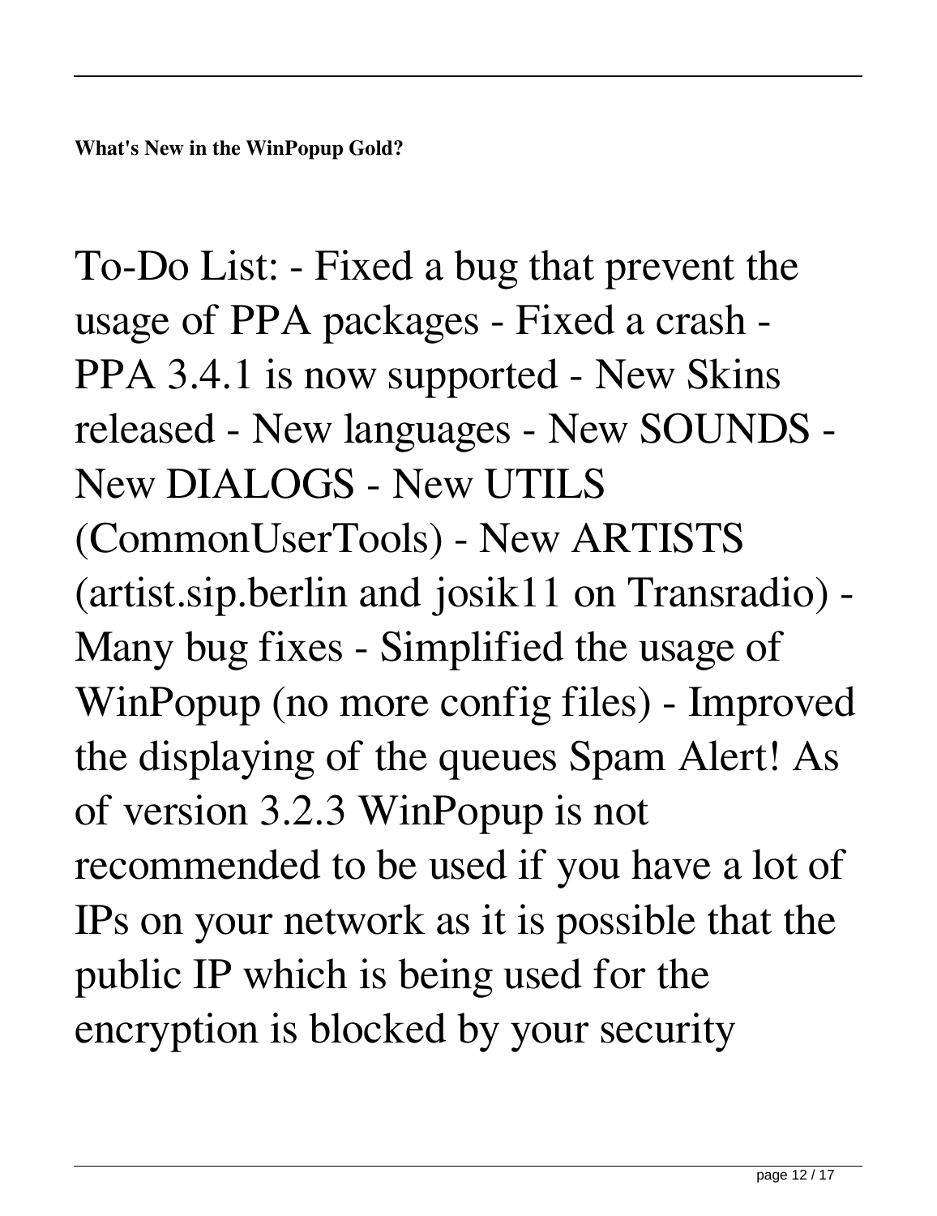**What's New in the WinPopup Gold?**

To-Do List: - Fixed a bug that prevent the usage of PPA packages - Fixed a crash - PPA 3.4.1 is now supported - New Skins released - New languages - New SOUNDS - New DIALOGS - New UTILS (CommonUserTools) - New ARTISTS (artist.sip.berlin and josik11 on Transradio) - Many bug fixes - Simplified the usage of WinPopup (no more config files) - Improved the displaying of the queues Spam Alert! As of version 3.2.3 WinPopup is not recommended to be used if you have a lot of IPs on your network as it is possible that the public IP which is being used for the encryption is blocked by your security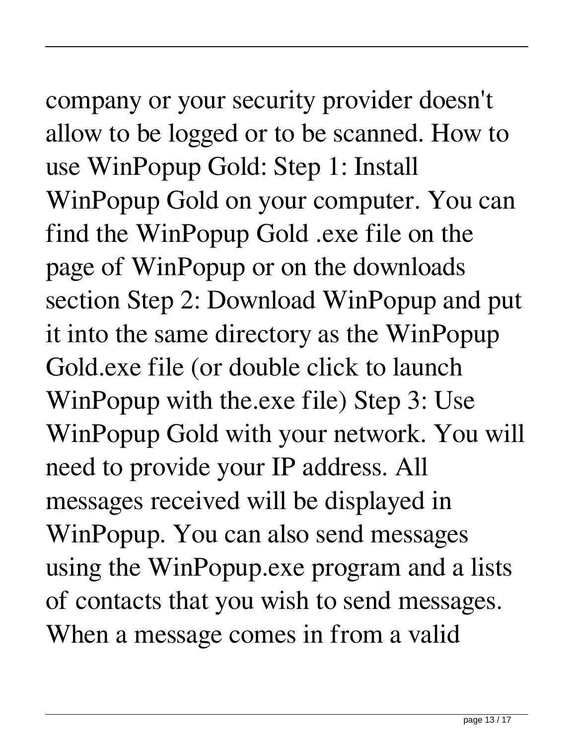company or your security provider doesn't allow to be logged or to be scanned. How to use WinPopup Gold: Step 1: Install WinPopup Gold on your computer. You can find the WinPopup Gold .exe file on the page of WinPopup or on the downloads section Step 2: Download WinPopup and put it into the same directory as the WinPopup Gold.exe file (or double click to launch WinPopup with the.exe file) Step 3: Use WinPopup Gold with your network. You will need to provide your IP address. All messages received will be displayed in WinPopup. You can also send messages using the WinPopup.exe program and a lists of contacts that you wish to send messages. When a message comes in from a valid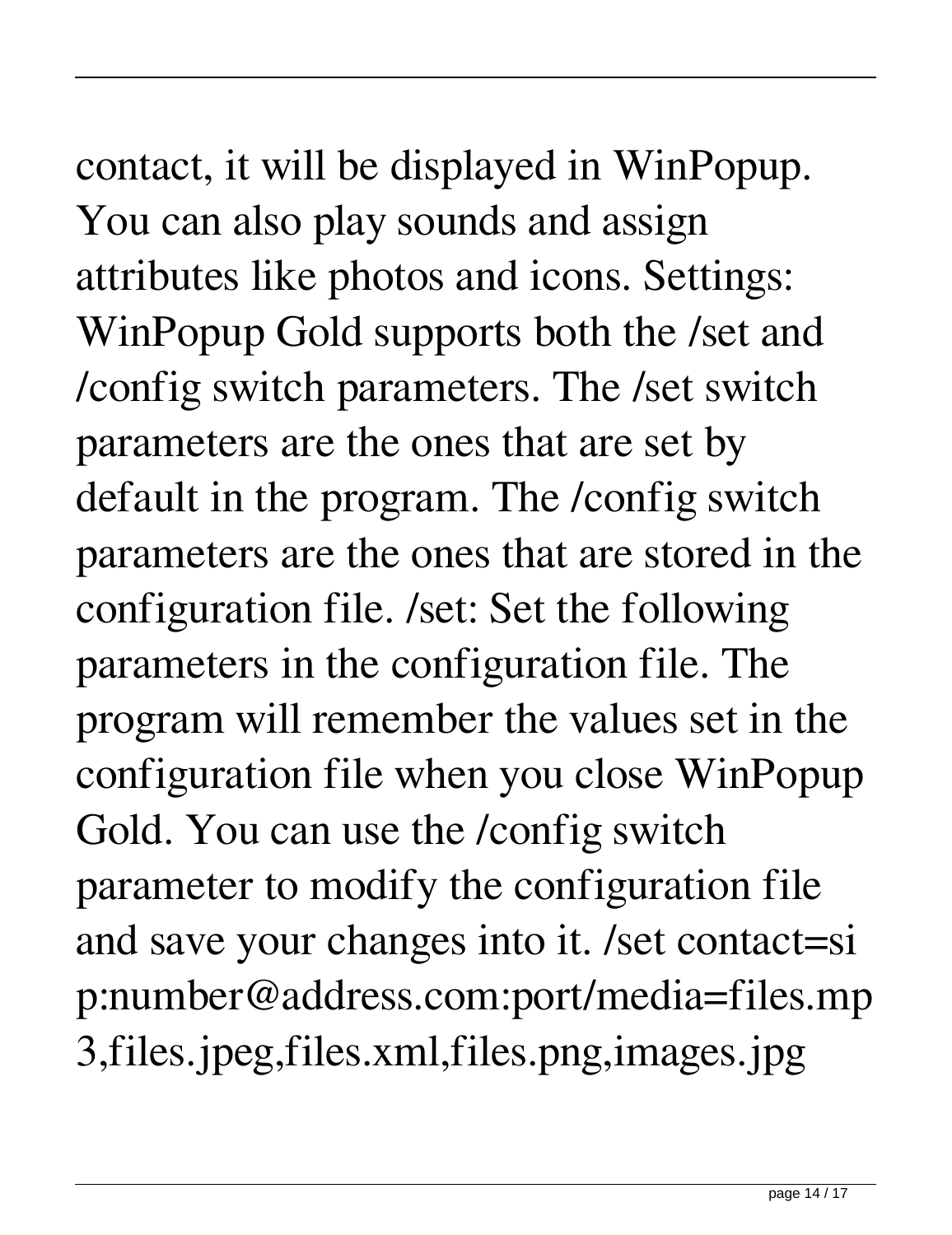contact, it will be displayed in WinPopup. You can also play sounds and assign attributes like photos and icons. Settings: WinPopup Gold supports both the /set and /config switch parameters. The /set switch parameters are the ones that are set by default in the program. The /config switch parameters are the ones that are stored in the configuration file. /set: Set the following parameters in the configuration file. The program will remember the values set in the configuration file when you close WinPopup Gold. You can use the /config switch parameter to modify the configuration file and save your changes into it. /set contact=sip:number@address.com:port/media=files.mp3,files.jpeg,files.xml,files.png,images.jpg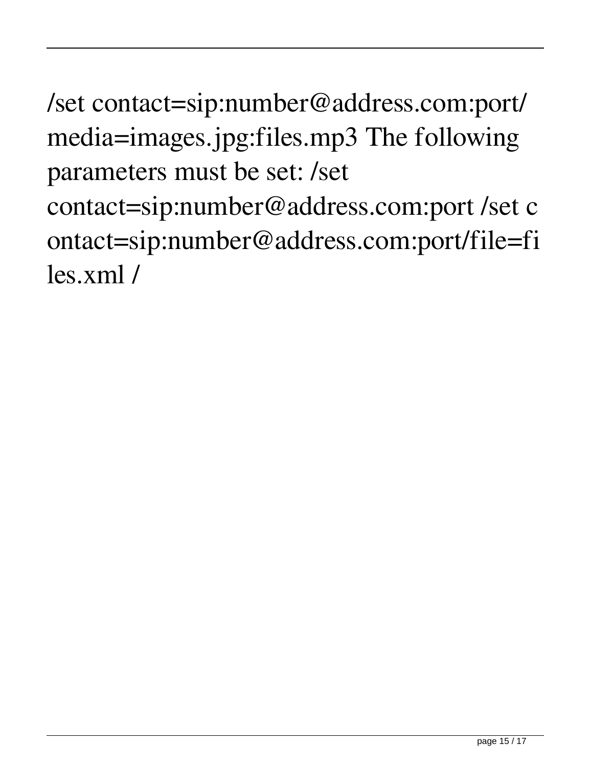/set contact=sip:number@address.com:port/ media=images.jpg:files.mp3 The following parameters must be set: /set contact=sip:number@address.com:port /set contact=sip:number@address.com:port/file=files.xml /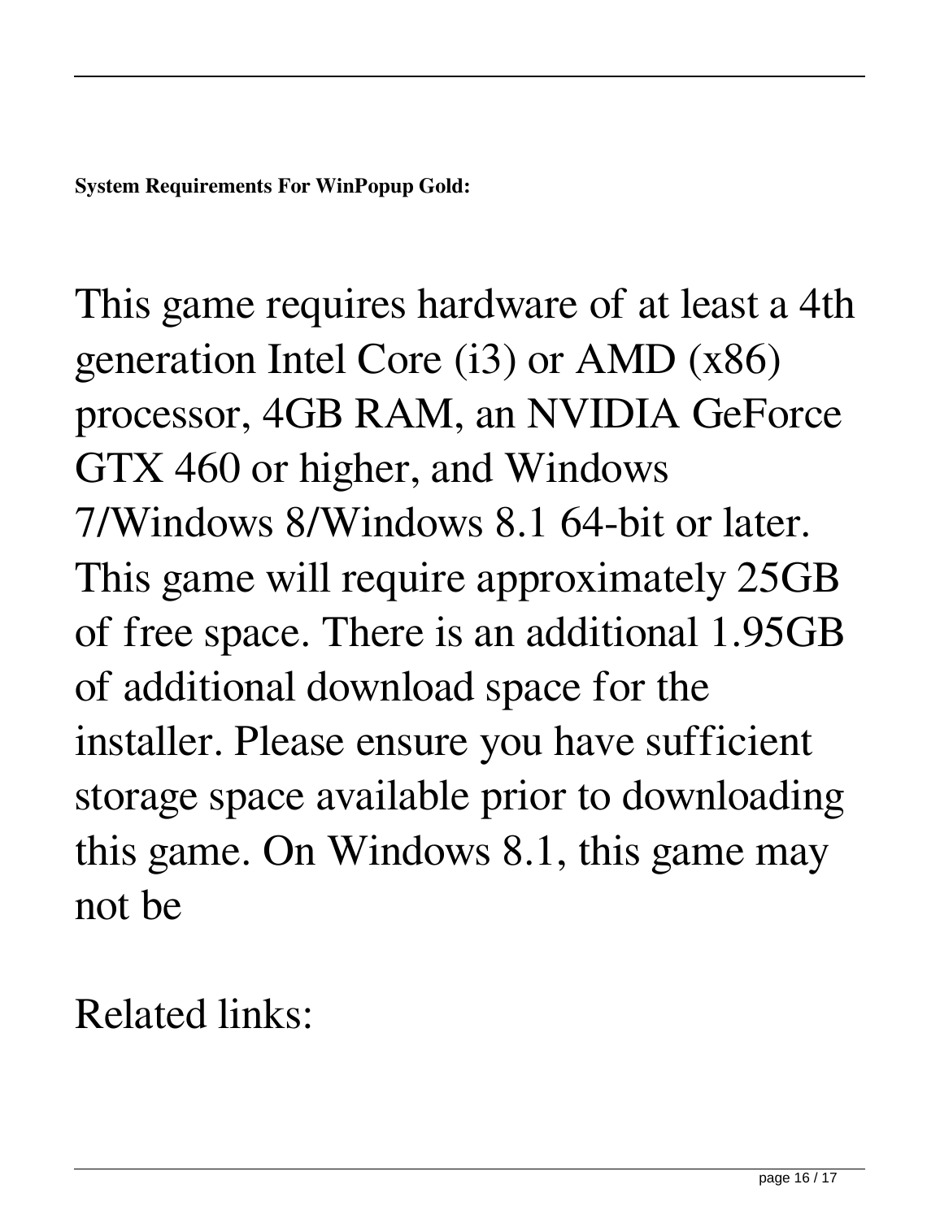**System Requirements For WinPopup Gold:**

This game requires hardware of at least a 4th generation Intel Core (i3) or AMD (x86) processor, 4GB RAM, an NVIDIA GeForce GTX 460 or higher, and Windows 7/Windows 8/Windows 8.1 64-bit or later. This game will require approximately 25GB of free space. There is an additional 1.95GB of additional download space for the installer. Please ensure you have sufficient storage space available prior to downloading this game. On Windows 8.1, this game may not be

Related links: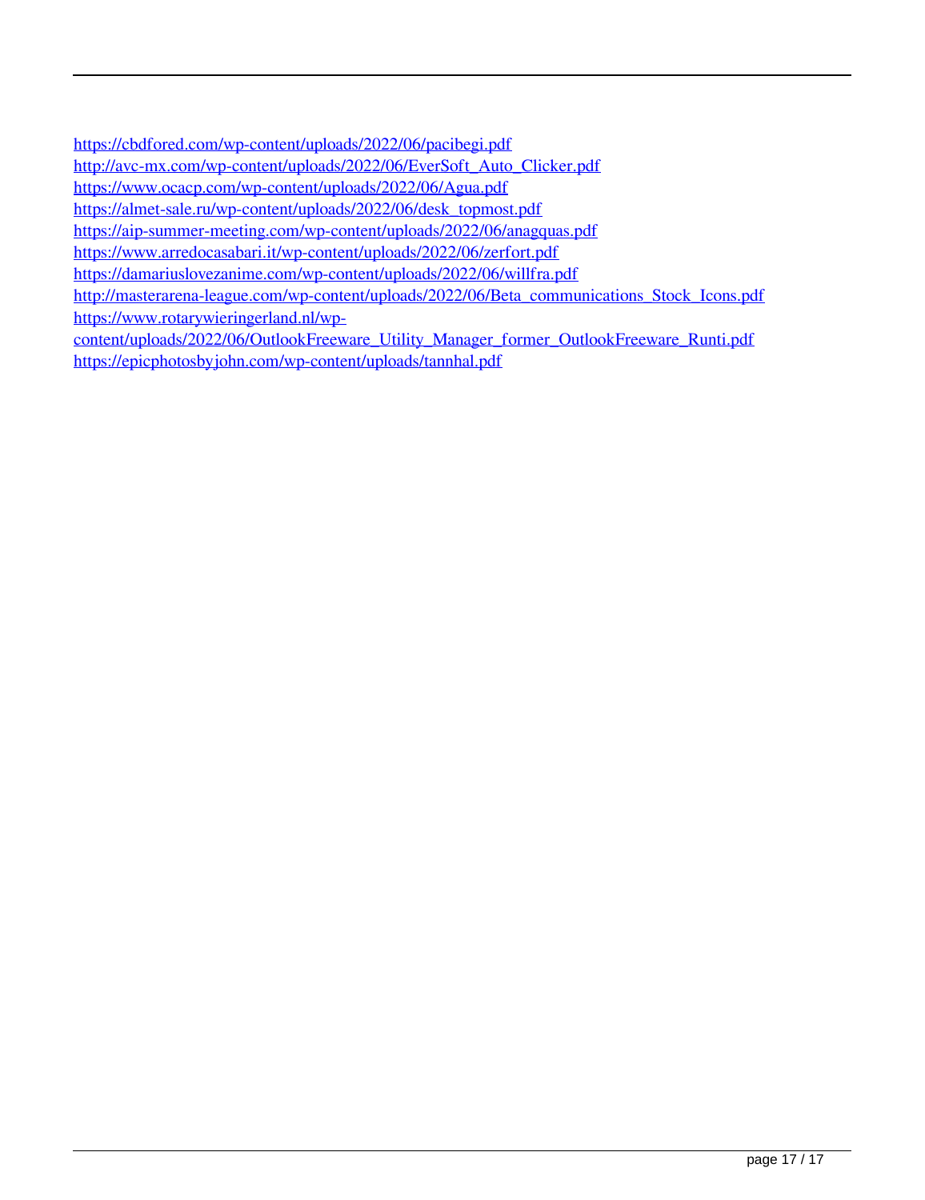https://cbdfored.com/wp-content/uploads/2022/06/pacibegi.pdf
http://avc-mx.com/wp-content/uploads/2022/06/EverSoft_Auto_Clicker.pdf
https://www.ocacp.com/wp-content/uploads/2022/06/Agua.pdf
https://almet-sale.ru/wp-content/uploads/2022/06/desk_topmost.pdf
https://aip-summer-meeting.com/wp-content/uploads/2022/06/anagquas.pdf
https://www.arredocasabari.it/wp-content/uploads/2022/06/zerfort.pdf
https://damariuslovezanime.com/wp-content/uploads/2022/06/willfra.pdf
http://masterarena-league.com/wp-content/uploads/2022/06/Beta_communications_Stock_Icons.pdf
https://www.rotarywieringerland.nl/wp-content/uploads/2022/06/OutlookFreeware_Utility_Manager_former_OutlookFreeware_Runti.pdf
https://epicphotosbyjohn.com/wp-content/uploads/tannhal.pdf